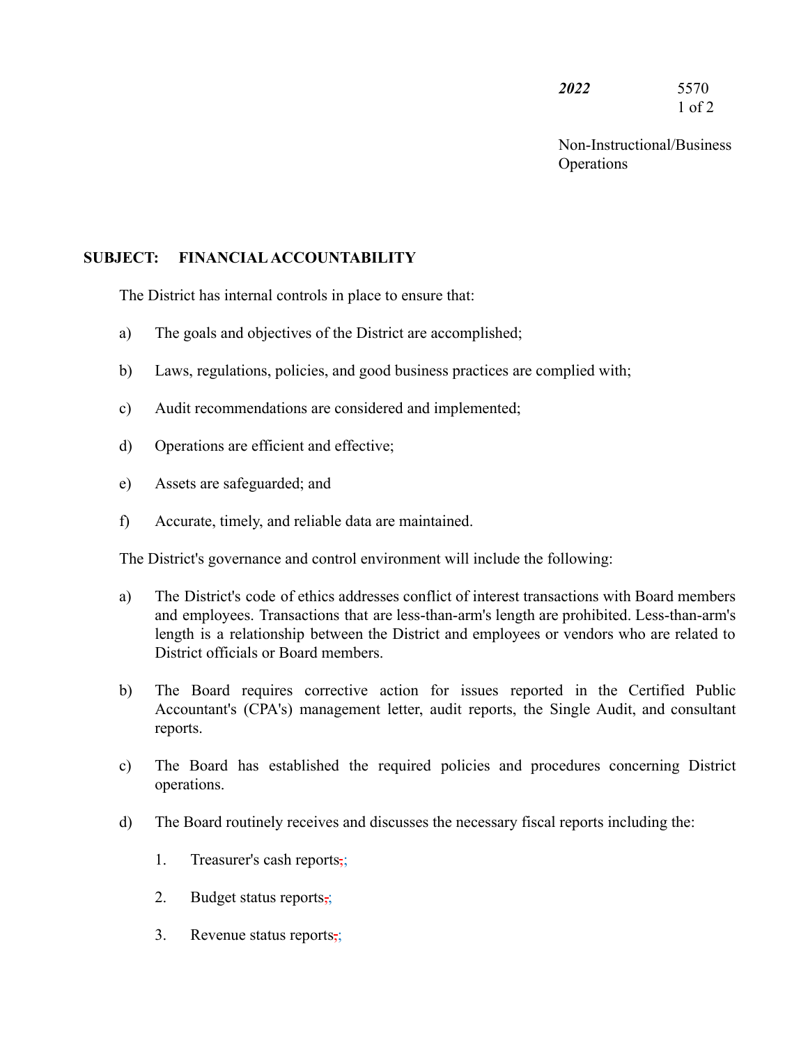***2022*** 5570

Non-Instructional/Business Operations

**SUBJECT: FINANCIAL ACCOUNTABILITY**

The District has internal controls in place to ensure that:

a) The goals and objectives of the District are accomplished;

b) Laws, regulations, policies, and good business practices are complied with;

c) Audit recommendations are considered and implemented;

d) Operations are efficient and effective;

e) Assets are safeguarded; and

f) Accurate, timely, and reliable data are maintained.

The District's governance and control environment will include the following:

a) The District's code of ethics addresses conflict of interest transactions with Board members and employees. Transactions that are less-than-arm's length are prohibited. Less-than-arm's length is a relationship between the District and employees or vendors who are related to District officials or Board members.

b) The Board requires corrective action for issues reported in the Certified Public Accountant's (CPA's) management letter, audit reports, the Single Audit, and consultant reports.

c) The Board has established the required policies and procedures concerning District operations.

d) The Board routinely receives and discusses the necessary fiscal reports including the:

   1. Treasurer's cash reports;

   2. Budget status reports;

   3. Revenue status reports;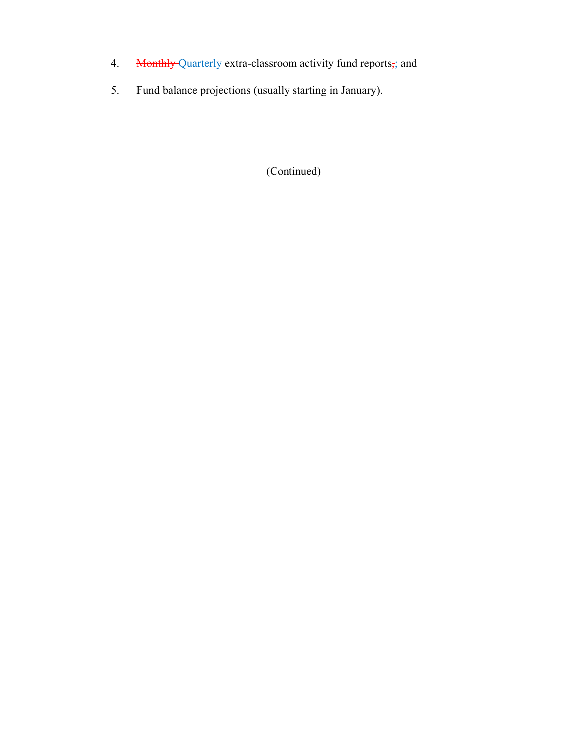4. ~~Monthly~~ Quarterly extra-classroom activity fund reports~~,~~; and

5. Fund balance projections (usually starting in January).

(Continued)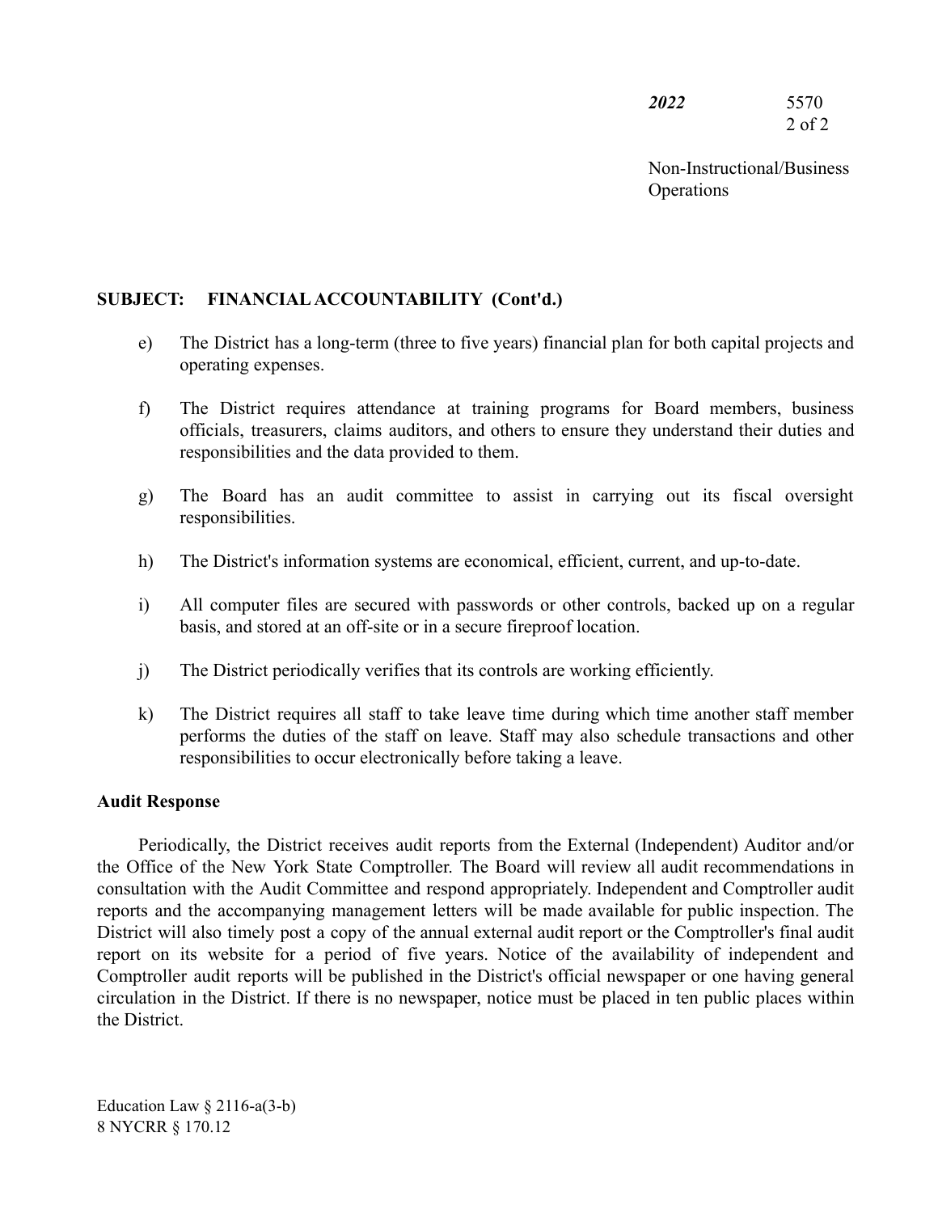**SUBJECT: FINANCIAL ACCOUNTABILITY (Cont'd.)**

e) The District has a long-term (three to five years) financial plan for both capital projects and operating expenses.

f) The District requires attendance at training programs for Board members, business officials, treasurers, claims auditors, and others to ensure they understand their duties and responsibilities and the data provided to them.

g) The Board has an audit committee to assist in carrying out its fiscal oversight responsibilities.

h) The District's information systems are economical, efficient, current, and up-to-date.

i) All computer files are secured with passwords or other controls, backed up on a regular basis, and stored at an off-site or in a secure fireproof location.

j) The District periodically verifies that its controls are working efficiently.

k) The District requires all staff to take leave time during which time another staff member performs the duties of the staff on leave. Staff may also schedule transactions and other responsibilities to occur electronically before taking a leave.

**Audit Response**

Periodically, the District receives audit reports from the External (Independent) Auditor and/or the Office of the New York State Comptroller. The Board will review all audit recommendations in consultation with the Audit Committee and respond appropriately. Independent and Comptroller audit reports and the accompanying management letters will be made available for public inspection. The District will also timely post a copy of the annual external audit report or the Comptroller's final audit report on its website for a period of five years. Notice of the availability of independent and Comptroller audit reports will be published in the District's official newspaper or one having general circulation in the District. If there is no newspaper, notice must be placed in ten public places within the District.

Education Law § 2116-a(3-b)
8 NYCRR § 170.12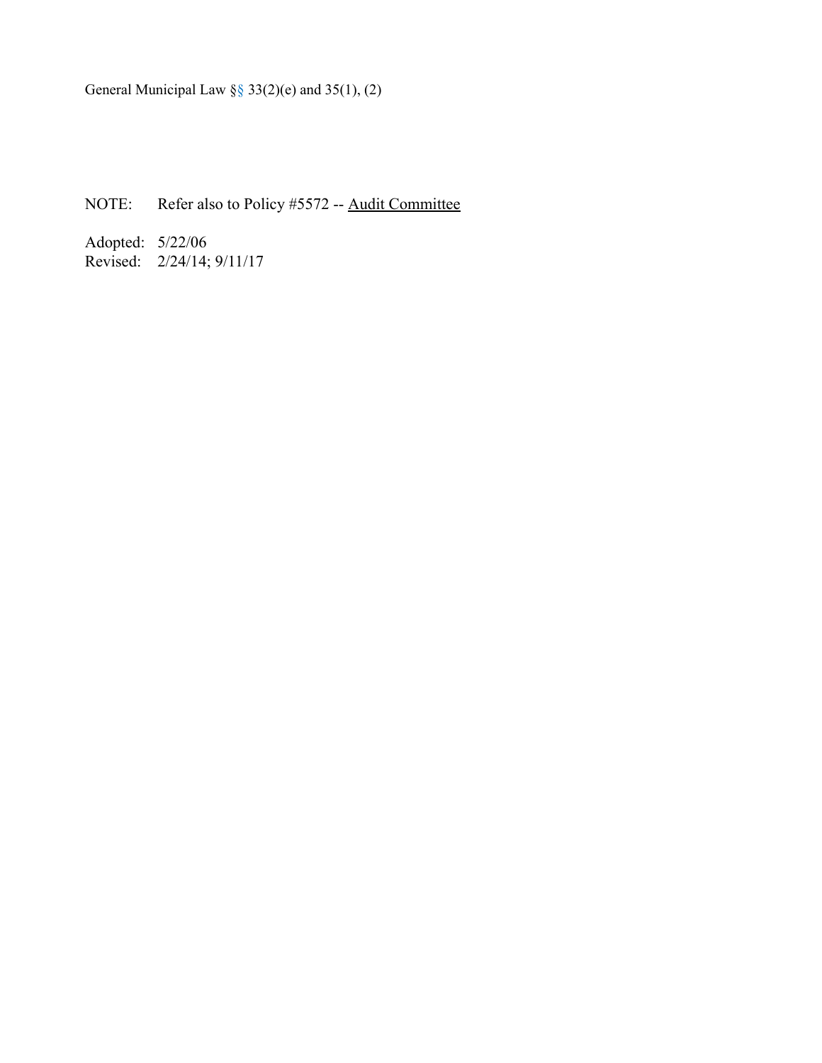General Municipal Law §§ 33(2)(e) and 35(1), (2)

NOTE: Refer also to Policy #5572 -- Audit Committee

Adopted: 5/22/06
Revised: 2/24/14; 9/11/17